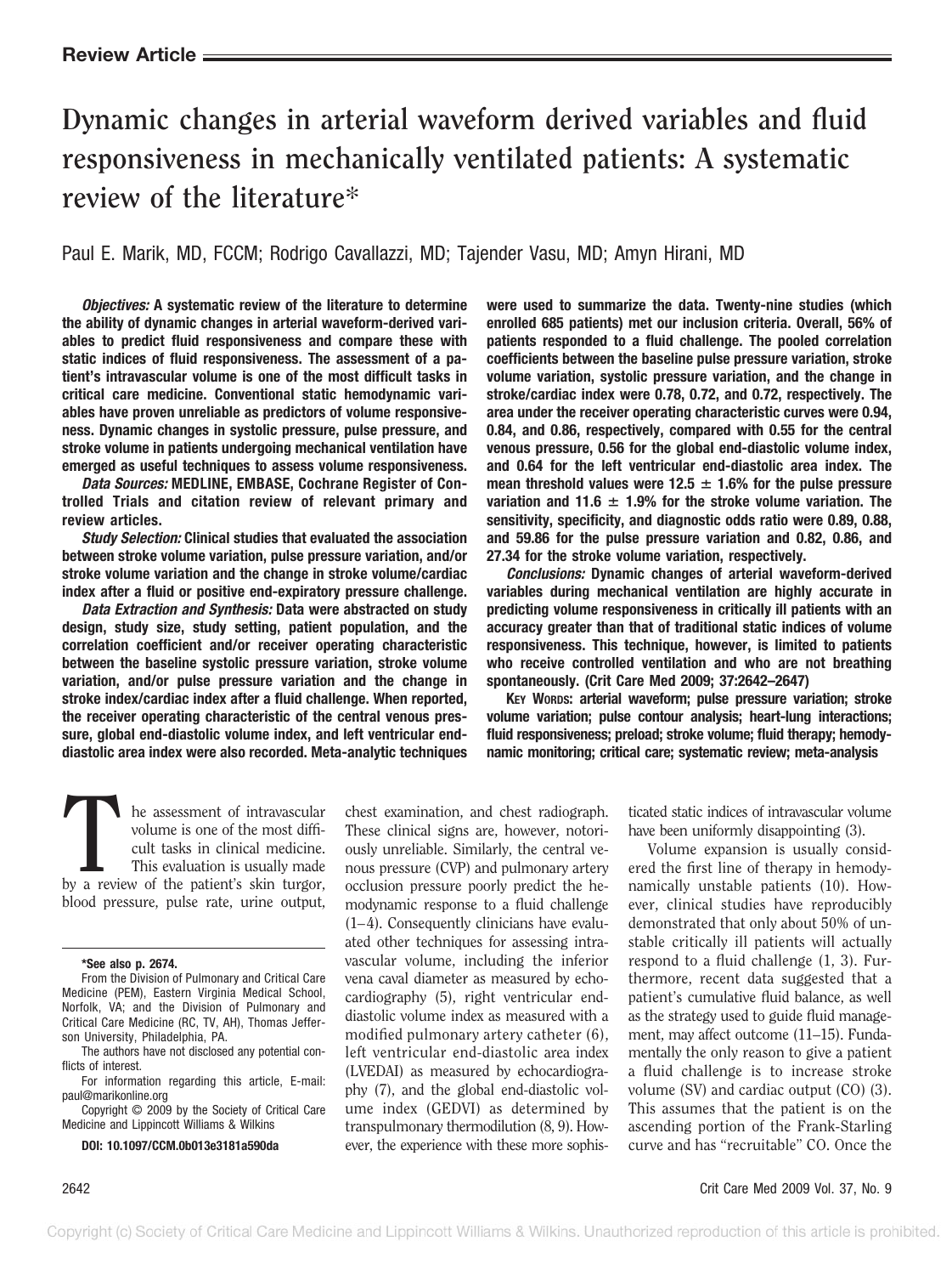**Review Article**

# Dynamic changes in arterial waveform derived variables and fluid responsiveness in mechanically ventilated patients: A systematic review of the literature*

Paul E. Marik, MD, FCCM; Rodrigo Cavallazzi, MD; Tajender Vasu, MD; Amyn Hirani, MD

***Objectives:*** **A systematic review of the literature to determine the ability of dynamic changes in arterial waveform-derived variables to predict fluid responsiveness and compare these with static indices of fluid responsiveness. The assessment of a patient's intravascular volume is one of the most difficult tasks in critical care medicine. Conventional static hemodynamic variables have proven unreliable as predictors of volume responsiveness. Dynamic changes in systolic pressure, pulse pressure, and stroke volume in patients undergoing mechanical ventilation have emerged as useful techniques to assess volume responsiveness.**

***Data Sources:*** **MEDLINE, EMBASE, Cochrane Register of Controlled Trials and citation review of relevant primary and review articles.**

***Study Selection:*** **Clinical studies that evaluated the association between stroke volume variation, pulse pressure variation, and/or stroke volume variation and the change in stroke volume/cardiac index after a fluid or positive end-expiratory pressure challenge.**

***Data Extraction and Synthesis:*** **Data were abstracted on study design, study size, study setting, patient population, and the correlation coefficient and/or receiver operating characteristic between the baseline systolic pressure variation, stroke volume variation, and/or pulse pressure variation and the change in stroke index/cardiac index after a fluid challenge. When reported, the receiver operating characteristic of the central venous pressure, global end-diastolic volume index, and left ventricular end-diastolic area index were also recorded. Meta-analytic techniques were used to summarize the data. Twenty-nine studies (which enrolled 685 patients) met our inclusion criteria. Overall, 56% of patients responded to a fluid challenge. The pooled correlation coefficients between the baseline pulse pressure variation, stroke volume variation, systolic pressure variation, and the change in stroke/cardiac index were 0.78, 0.72, and 0.72, respectively. The area under the receiver operating characteristic curves were 0.94, 0.84, and 0.86, respectively, compared with 0.55 for the central venous pressure, 0.56 for the global end-diastolic volume index, and 0.64 for the left ventricular end-diastolic area index. The mean threshold values were 12.5 ± 1.6% for the pulse pressure variation and 11.6 ± 1.9% for the stroke volume variation. The sensitivity, specificity, and diagnostic odds ratio were 0.89, 0.88, and 59.86 for the pulse pressure variation and 0.82, 0.86, and 27.34 for the stroke volume variation, respectively.**

***Conclusions:*** **Dynamic changes of arterial waveform-derived variables during mechanical ventilation are highly accurate in predicting volume responsiveness in critically ill patients with an accuracy greater than that of traditional static indices of volume responsiveness. This technique, however, is limited to patients who receive controlled ventilation and who are not breathing spontaneously. (Crit Care Med 2009; 37:2642–2647)**

**Key Words: arterial waveform; pulse pressure variation; stroke volume variation; pulse contour analysis; heart-lung interactions; fluid responsiveness; preload; stroke volume; fluid therapy; hemodynamic monitoring; critical care; systematic review; meta-analysis**

The assessment of intravascular volume is one of the most difficult tasks in clinical medicine. This evaluation is usually made by a review of the patient's skin turgor, blood pressure, pulse rate, urine output, chest examination, and chest radiograph. These clinical signs are, however, notoriously unreliable. Similarly, the central venous pressure (CVP) and pulmonary artery occlusion pressure poorly predict the hemodynamic response to a fluid challenge (1–4). Consequently clinicians have evaluated other techniques for assessing intravascular volume, including the inferior vena caval diameter as measured by echocardiography (5), right ventricular end-diastolic volume index as measured with a modified pulmonary artery catheter (6), left ventricular end-diastolic area index (LVEDAI) as measured by echocardiography (7), and the global end-diastolic volume index (GEDVI) as determined by transpulmonary thermodilution (8, 9). However, the experience with these more sophisticated static indices of intravascular volume have been uniformly disappointing (3).

Volume expansion is usually considered the first line of therapy in hemodynamically unstable patients (10). However, clinical studies have reproducibly demonstrated that only about 50% of unstable critically ill patients will actually respond to a fluid challenge (1, 3). Furthermore, recent data suggested that a patient's cumulative fluid balance, as well as the strategy used to guide fluid management, may affect outcome (11–15). Fundamentally the only reason to give a patient a fluid challenge is to increase stroke volume (SV) and cardiac output (CO) (3). This assumes that the patient is on the ascending portion of the Frank-Starling curve and has "recruitable" CO. Once the

*See also p. 2674.

From the Division of Pulmonary and Critical Care Medicine (PEM), Eastern Virginia Medical School, Norfolk, VA; and the Division of Pulmonary and Critical Care Medicine (RC, TV, AH), Thomas Jefferson University, Philadelphia, PA.

The authors have not disclosed any potential conflicts of interest.

For information regarding this article, E-mail: paul@marikonline.org

Copyright © 2009 by the Society of Critical Care Medicine and Lippincott Williams & Wilkins

**DOI: 10.1097/CCM.0b013e3181a590da**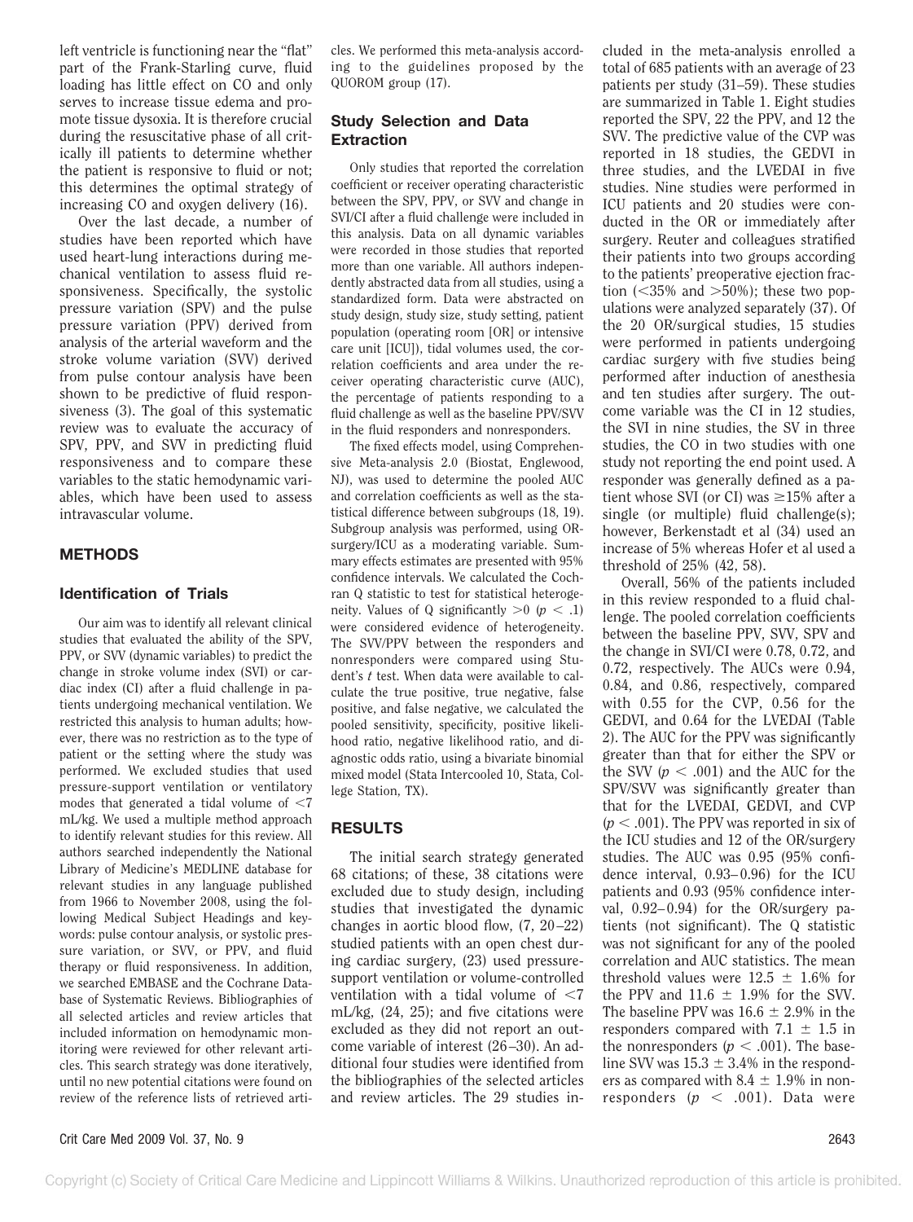left ventricle is functioning near the "flat" part of the Frank-Starling curve, fluid loading has little effect on CO and only serves to increase tissue edema and promote tissue dysoxia. It is therefore crucial during the resuscitative phase of all critically ill patients to determine whether the patient is responsive to fluid or not; this determines the optimal strategy of increasing CO and oxygen delivery (16).

Over the last decade, a number of studies have been reported which have used heart-lung interactions during mechanical ventilation to assess fluid responsiveness. Specifically, the systolic pressure variation (SPV) and the pulse pressure variation (PPV) derived from analysis of the arterial waveform and the stroke volume variation (SVV) derived from pulse contour analysis have been shown to be predictive of fluid responsiveness (3). The goal of this systematic review was to evaluate the accuracy of SPV, PPV, and SVV in predicting fluid responsiveness and to compare these variables to the static hemodynamic variables, which have been used to assess intravascular volume.

## METHODS

### Identification of Trials

Our aim was to identify all relevant clinical studies that evaluated the ability of the SPV, PPV, or SVV (dynamic variables) to predict the change in stroke volume index (SVI) or cardiac index (CI) after a fluid challenge in patients undergoing mechanical ventilation. We restricted this analysis to human adults; however, there was no restriction as to the type of patient or the setting where the study was performed. We excluded studies that used pressure-support ventilation or ventilatory modes that generated a tidal volume of <7 mL/kg. We used a multiple method approach to identify relevant studies for this review. All authors searched independently the National Library of Medicine's MEDLINE database for relevant studies in any language published from 1966 to November 2008, using the following Medical Subject Headings and keywords: pulse contour analysis, or systolic pressure variation, or SVV, or PPV, and fluid therapy or fluid responsiveness. In addition, we searched EMBASE and the Cochrane Database of Systematic Reviews. Bibliographies of all selected articles and review articles that included information on hemodynamic monitoring were reviewed for other relevant articles. This search strategy was done iteratively, until no new potential citations were found on review of the reference lists of retrieved articles. We performed this meta-analysis according to the guidelines proposed by the QUOROM group (17).

### Study Selection and Data Extraction

Only studies that reported the correlation coefficient or receiver operating characteristic between the SPV, PPV, or SVV and change in SVI/CI after a fluid challenge were included in this analysis. Data on all dynamic variables were recorded in those studies that reported more than one variable. All authors independently abstracted data from all studies, using a standardized form. Data were abstracted on study design, study size, study setting, patient population (operating room [OR] or intensive care unit [ICU]), tidal volumes used, the correlation coefficients and area under the receiver operating characteristic curve (AUC), the percentage of patients responding to a fluid challenge as well as the baseline PPV/SVV in the fluid responders and nonresponders.

The fixed effects model, using Comprehensive Meta-analysis 2.0 (Biostat, Englewood, NJ), was used to determine the pooled AUC and correlation coefficients as well as the statistical difference between subgroups (18, 19). Subgroup analysis was performed, using OR-surgery/ICU as a moderating variable. Summary effects estimates are presented with 95% confidence intervals. We calculated the Cochran Q statistic to test for statistical heterogeneity. Values of Q significantly >0 ($p < .1$) were considered evidence of heterogeneity. The SVV/PPV between the responders and nonresponders were compared using Student's *t* test. When data were available to calculate the true positive, true negative, false positive, and false negative, we calculated the pooled sensitivity, specificity, positive likelihood ratio, negative likelihood ratio, and diagnostic odds ratio, using a bivariate binomial mixed model (Stata Intercooled 10, Stata, College Station, TX).

## RESULTS

The initial search strategy generated 68 citations; of these, 38 citations were excluded due to study design, including studies that investigated the dynamic changes in aortic blood flow, (7, 20–22) studied patients with an open chest during cardiac surgery, (23) used pressure-support ventilation or volume-controlled ventilation with a tidal volume of <7 mL/kg, (24, 25); and five citations were excluded as they did not report an outcome variable of interest (26–30). An additional four studies were identified from the bibliographies of the selected articles and review articles. The 29 studies included in the meta-analysis enrolled a total of 685 patients with an average of 23 patients per study (31–59). These studies are summarized in Table 1. Eight studies reported the SPV, 22 the PPV, and 12 the SVV. The predictive value of the CVP was reported in 18 studies, the GEDVI in three studies, and the LVEDAI in five studies. Nine studies were performed in ICU patients and 20 studies were conducted in the OR or immediately after surgery. Reuter and colleagues stratified their patients into two groups according to the patients' preoperative ejection fraction (<35% and >50%); these two populations were analyzed separately (37). Of the 20 OR/surgical studies, 15 studies were performed in patients undergoing cardiac surgery with five studies being performed after induction of anesthesia and ten studies after surgery. The outcome variable was the CI in 12 studies, the SVI in nine studies, the SV in three studies, the CO in two studies with one study not reporting the end point used. A responder was generally defined as a patient whose SVI (or CI) was ≥15% after a single (or multiple) fluid challenge(s); however, Berkenstadt et al (34) used an increase of 5% whereas Hofer et al used a threshold of 25% (42, 58).

Overall, 56% of the patients included in this review responded to a fluid challenge. The pooled correlation coefficients between the baseline PPV, SVV, SPV and the change in SVI/CI were 0.78, 0.72, and 0.72, respectively. The AUCs were 0.94, 0.84, and 0.86, respectively, compared with 0.55 for the CVP, 0.56 for the GEDVI, and 0.64 for the LVEDAI (Table 2). The AUC for the PPV was significantly greater than that for either the SPV or the SVV ($p < .001$) and the AUC for the SPV/SVV was significantly greater than that for the LVEDAI, GEDVI, and CVP ($p < .001$). The PPV was reported in six of the ICU studies and 12 of the OR/surgery studies. The AUC was 0.95 (95% confidence interval, 0.93–0.96) for the ICU patients and 0.93 (95% confidence interval, 0.92–0.94) for the OR/surgery patients (not significant). The Q statistic was not significant for any of the pooled correlation and AUC statistics. The mean threshold values were 12.5 ± 1.6% for the PPV and 11.6 ± 1.9% for the SVV. The baseline PPV was 16.6 ± 2.9% in the responders compared with 7.1 ± 1.5 in the nonresponders ($p < .001$). The baseline SVV was 15.3 ± 3.4% in the responders as compared with 8.4 ± 1.9% in nonresponders ($p < .001$). Data were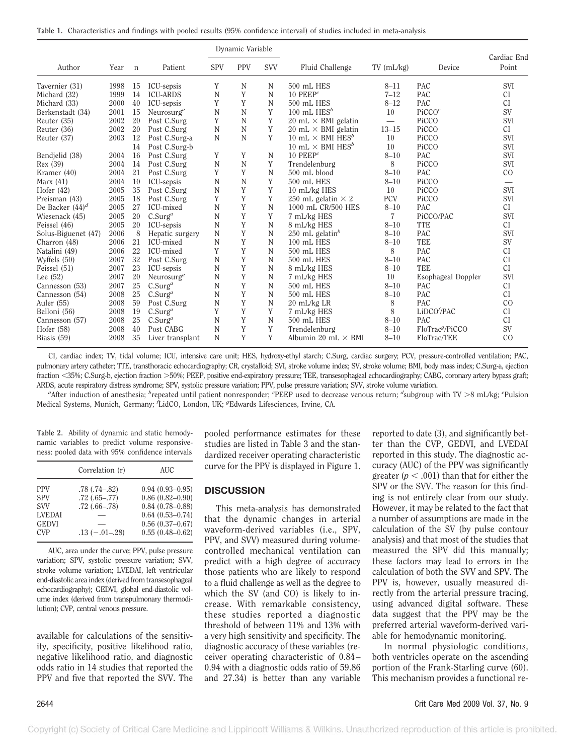**Table 1.** Characteristics and findings with pooled results (95% confidence interval) of studies included in meta-analysis

| Author | Year | n | Patient | Dynamic Variable | | | Fluid Challenge | TV (mL/kg) | Device | Cardiac End Point |
|---|---|---|---|---|---|---|---|---|---|---|
| | | | | SPV | PPV | SVV | | | | |
| Tavernier (31) | 1998 | 15 | ICU-sepsis | Y | N | N | 500 mL HES | 8–11 | PAC | SVI |
| Michard (32) | 1999 | 14 | ICU-ARDS | N | Y | N | 10 PEEP[c] | 7–12 | PAC | CI |
| Michard (33) | 2000 | 40 | ICU-sepsis | Y | Y | N | 500 mL HES | 8–12 | PAC | CI |
| Berkenstadt (34) | 2001 | 15 | Neurosurg[a] | N | N | Y | 100 mL HES[b] | 10 | PiCCO[e] | SV |
| Reuter (35) | 2002 | 20 | Post C.Surg | Y | N | Y | 20 mL × BMI gelatin | — | PiCCO | SVI |
| Reuter (36) | 2002 | 20 | Post C.Surg | N | N | Y | 20 mL × BMI gelatin | 13–15 | PiCCO | CI |
| Reuter (37) | 2003 | 12 | Post C.Surg-a | N | N | Y | 10 mL × BMI HES[b] | 10 | PiCCO | SVI |
| | | 14 | Post C.Surg-b | | | | 10 mL × BMI HES[b] | 10 | PiCCO | SVI |
| Bendjelid (38) | 2004 | 16 | Post C.Surg | Y | Y | N | 10 PEEP[c] | 8–10 | PAC | SVI |
| Rex (39) | 2004 | 14 | Post C.Surg | N | N | Y | Trendelenburg | 8 | PiCCO | SVI |
| Kramer (40) | 2004 | 21 | Post C.Surg | Y | Y | N | 500 mL blood | 8–10 | PAC | CO |
| Marx (41) | 2004 | 10 | ICU-sepsis | N | N | Y | 500 mL HES | 8–10 | PiCCO | — |
| Hofer (42) | 2005 | 35 | Post C.Surg | N | Y | Y | 10 mL/kg HES | 10 | PiCCO | SVI |
| Preisman (43) | 2005 | 18 | Post C.Surg | Y | Y | Y | 250 mL gelatin × 2 | PCV | PiCCO | SVI |
| De Backer (44)[d] | 2005 | 27 | ICU-mixed | N | Y | N | 1000 mL CR/500 HES | 8–10 | PAC | CI |
| Wiesenack (45) | 2005 | 20 | C.Surg[a] | N | Y | Y | 7 mL/kg HES | 7 | PiCCO/PAC | SVI |
| Feissel (46) | 2005 | 20 | ICU-sepsis | N | Y | N | 8 mL/kg HES | 8–10 | TTE | CI |
| Solus-Biguenet (47) | 2006 | 8 | Hepatic surgery | N | Y | N | 250 mL gelatin[b] | 8–10 | PAC | SVI |
| Charron (48) | 2006 | 21 | ICU-mixed | N | Y | N | 100 mL HES | 8–10 | TEE | SV |
| Natalini (49) | 2006 | 22 | ICU-mixed | Y | Y | N | 500 mL HES | 8 | PAC | CI |
| Wyffels (50) | 2007 | 32 | Post C.Surg | N | Y | N | 500 mL HES | 8–10 | PAC | CI |
| Feissel (51) | 2007 | 23 | ICU-sepsis | N | Y | N | 8 mL/kg HES | 8–10 | TEE | CI |
| Lee (52) | 2007 | 20 | Neurosurg[a] | N | Y | N | 7 mL/kg HES | 10 | Esophageal Doppler | SVI |
| Cannesson (53) | 2007 | 25 | C.Surg[a] | N | Y | N | 500 mL HES | 8–10 | PAC | CI |
| Cannesson (54) | 2008 | 25 | C.Surg[a] | N | Y | N | 500 mL HES | 8–10 | PAC | CI |
| Auler (55) | 2008 | 59 | Post C.Surg | N | Y | N | 20 mL/kg LR | 8 | PAC | CO |
| Belloni (56) | 2008 | 19 | C.Surg[a] | Y | Y | Y | 7 mL/kg HES | 8 | LiDCO[f]/PAC | CI |
| Cannesson (57) | 2008 | 25 | C.Surg[a] | N | Y | N | 500 mL HES | 8–10 | PAC | CI |
| Hofer (58) | 2008 | 40 | Post CABG | N | Y | Y | Trendelenburg | 8–10 | FloTrac[g]/PiCCO | SV |
| Biasis (59) | 2008 | 35 | Liver transplant | N | Y | Y | Albumin 20 mL × BMI | 8–10 | FloTrac/TEE | CO |

CI, cardiac index; TV, tidal volume; ICU, intensive care unit; HES, hydroxy-ethyl starch; C.Surg, cardiac surgery; PCV, pressure-controlled ventilation; PAC, pulmonary artery catheter; TTE, transthoracic echocardiography; CR, crystalloid; SVI, stroke volume index; SV, stroke volume; BMI, body mass index; C.Surg-a, ejection fraction <35%; C.Surg-b, ejection fraction >50%; PEEP, positive end-expiratory pressure; TEE, transesophageal echocardiography; CABG, coronary artery bypass graft; ARDS, acute respiratory distress syndrome; SPV, systolic pressure variation; PPV, pulse pressure variation; SVV, stroke volume variation.

[a]After induction of anesthesia; [b]repeated until patient nonresponder; [c]PEEP used to decrease venous return; [d]subgroup with TV >8 mL/kg; [e]Pulsion Medical Systems, Munich, Germany; [f]LidCO, London, UK; [g]Edwards Lifesciences, Irvine, CA.

**Table 2.** Ability of dynamic and static hemodynamic variables to predict volume responsiveness: pooled data with 95% confidence intervals

| | Correlation (r) | AUC |
|---|---|---|
| PPV | .78 (.74–.82) | 0.94 (0.93–0.95) |
| SPV | .72 (.65–.77) | 0.86 (0.82–0.90) |
| SVV | .72 (.66–.78) | 0.84 (0.78–0.88) |
| LVEDAI | — | 0.64 (0.53–0.74) |
| GEDVI | — | 0.56 (0.37–0.67) |
| CVP | .13 (−.01–.28) | 0.55 (0.48–0.62) |

AUC, area under the curve; PPV, pulse pressure variation; SPV, systolic pressure variation; SVV, stroke volume variation; LVEDAI, left ventricular end-diastolic area index (derived from transesophageal echocardiography); GEDVI, global end-diastolic volume index (derived from transpulmonary thermodilution); CVP, central venous pressure.

available for calculations of the sensitivity, specificity, positive likelihood ratio, negative likelihood ratio, and diagnostic odds ratio in 14 studies that reported the PPV and five that reported the SVV. The pooled performance estimates for these studies are listed in Table 3 and the standardized receiver operating characteristic curve for the PPV is displayed in Figure 1.

## DISCUSSION

This meta-analysis has demonstrated that the dynamic changes in arterial waveform-derived variables (i.e., SPV, PPV, and SVV) measured during volume-controlled mechanical ventilation can predict with a high degree of accuracy those patients who are likely to respond to a fluid challenge as well as the degree to which the SV (and CO) is likely to increase. With remarkable consistency, these studies reported a diagnostic threshold of between 11% and 13% with a very high sensitivity and specificity. The diagnostic accuracy of these variables (receiver operating characteristic of 0.84–0.94 with a diagnostic odds ratio of 59.86 and 27.34) is better than any variable reported to date (3), and significantly better than the CVP, GEDVI, and LVEDAI reported in this study. The diagnostic accuracy (AUC) of the PPV was significantly greater ($p < .001$) than that for either the SPV or the SVV. The reason for this finding is not entirely clear from our study. However, it may be related to the fact that a number of assumptions are made in the calculation of the SV (by pulse contour analysis) and that most of the studies that measured the SPV did this manually; these factors may lead to errors in the calculation of both the SVV and SPV. The PPV is, however, usually measured directly from the arterial pressure tracing, using advanced digital software. These data suggest that the PPV may be the preferred arterial waveform-derived variable for hemodynamic monitoring.

In normal physiologic conditions, both ventricles operate on the ascending portion of the Frank-Starling curve (60). This mechanism provides a functional re-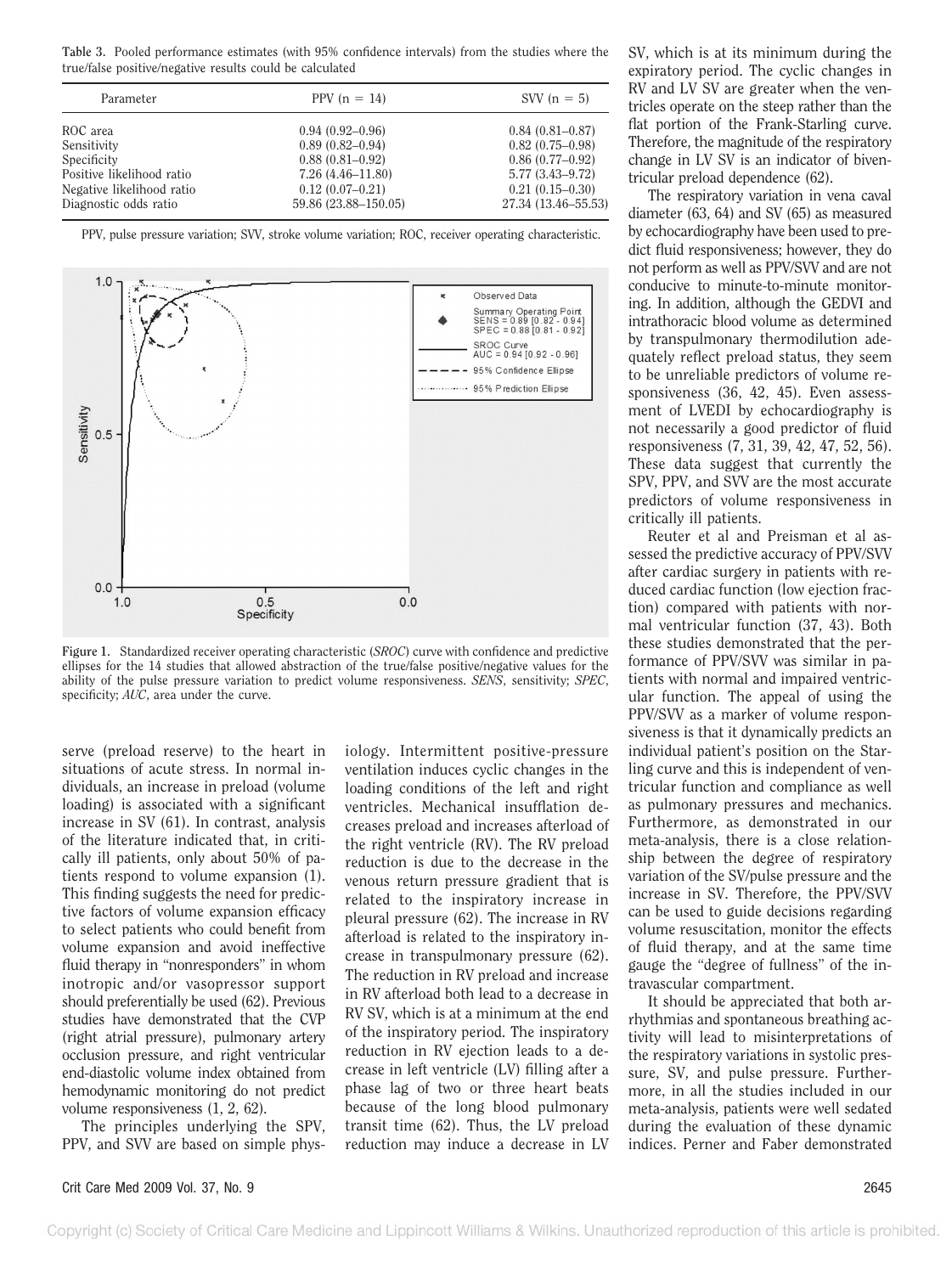**Table 3.** Pooled performance estimates (with 95% confidence intervals) from the studies where the true/false positive/negative results could be calculated

| Parameter | PPV (n = 14) | SVV (n = 5) |
|---|---|---|
| ROC area | 0.94 (0.92–0.96) | 0.84 (0.81–0.87) |
| Sensitivity | 0.89 (0.82–0.94) | 0.82 (0.75–0.98) |
| Specificity | 0.88 (0.81–0.92) | 0.86 (0.77–0.92) |
| Positive likelihood ratio | 7.26 (4.46–11.80) | 5.77 (3.43–9.72) |
| Negative likelihood ratio | 0.12 (0.07–0.21) | 0.21 (0.15–0.30) |
| Diagnostic odds ratio | 59.86 (23.88–150.05) | 27.34 (13.46–55.53) |

PPV, pulse pressure variation; SVV, stroke volume variation; ROC, receiver operating characteristic.

**Figure 1.** Standardized receiver operating characteristic (*SROC*) curve with confidence and predictive ellipses for the 14 studies that allowed abstraction of the true/false positive/negative values for the ability of the pulse pressure variation to predict volume responsiveness. *SENS*, sensitivity; *SPEC*, specificity; *AUC*, area under the curve.

serve (preload reserve) to the heart in situations of acute stress. In normal individuals, an increase in preload (volume loading) is associated with a significant increase in SV (61). In contrast, analysis of the literature indicated that, in critically ill patients, only about 50% of patients respond to volume expansion (1). This finding suggests the need for predictive factors of volume expansion efficacy to select patients who could benefit from volume expansion and avoid ineffective fluid therapy in "nonresponders" in whom inotropic and/or vasopressor support should preferentially be used (62). Previous studies have demonstrated that the CVP (right atrial pressure), pulmonary artery occlusion pressure, and right ventricular end-diastolic volume index obtained from hemodynamic monitoring do not predict volume responsiveness (1, 2, 62).

The principles underlying the SPV, PPV, and SVV are based on simple physiology. Intermittent positive-pressure ventilation induces cyclic changes in the loading conditions of the left and right ventricles. Mechanical insufflation decreases preload and increases afterload of the right ventricle (RV). The RV preload reduction is due to the decrease in the venous return pressure gradient that is related to the inspiratory increase in pleural pressure (62). The increase in RV afterload is related to the inspiratory increase in transpulmonary pressure (62). The reduction in RV preload and increase in RV afterload both lead to a decrease in RV SV, which is at a minimum at the end of the inspiratory period. The inspiratory reduction in RV ejection leads to a decrease in left ventricle (LV) filling after a phase lag of two or three heart beats because of the long blood pulmonary transit time (62). Thus, the LV preload reduction may induce a decrease in LV SV, which is at its minimum during the expiratory period. The cyclic changes in RV and LV SV are greater when the ventricles operate on the steep rather than the flat portion of the Frank-Starling curve. Therefore, the magnitude of the respiratory change in LV SV is an indicator of biventricular preload dependence (62).

The respiratory variation in vena caval diameter (63, 64) and SV (65) as measured by echocardiography have been used to predict fluid responsiveness; however, they do not perform as well as PPV/SVV and are not conducive to minute-to-minute monitoring. In addition, although the GEDVI and intrathoracic blood volume as determined by transpulmonary thermodilution adequately reflect preload status, they seem to be unreliable predictors of volume responsiveness (36, 42, 45). Even assessment of LVEDI by echocardiography is not necessarily a good predictor of fluid responsiveness (7, 31, 39, 42, 47, 52, 56). These data suggest that currently the SPV, PPV, and SVV are the most accurate predictors of volume responsiveness in critically ill patients.

Reuter et al and Preisman et al assessed the predictive accuracy of PPV/SVV after cardiac surgery in patients with reduced cardiac function (low ejection fraction) compared with patients with normal ventricular function (37, 43). Both these studies demonstrated that the performance of PPV/SVV was similar in patients with normal and impaired ventricular function. The appeal of using the PPV/SVV as a marker of volume responsiveness is that it dynamically predicts an individual patient's position on the Starling curve and this is independent of ventricular function and compliance as well as pulmonary pressures and mechanics. Furthermore, as demonstrated in our meta-analysis, there is a close relationship between the degree of respiratory variation of the SV/pulse pressure and the increase in SV. Therefore, the PPV/SVV can be used to guide decisions regarding volume resuscitation, monitor the effects of fluid therapy, and at the same time gauge the "degree of fullness" of the intravascular compartment.

It should be appreciated that both arrhythmias and spontaneous breathing activity will lead to misinterpretations of the respiratory variations in systolic pressure, SV, and pulse pressure. Furthermore, in all the studies included in our meta-analysis, patients were well sedated during the evaluation of these dynamic indices. Perner and Faber demonstrated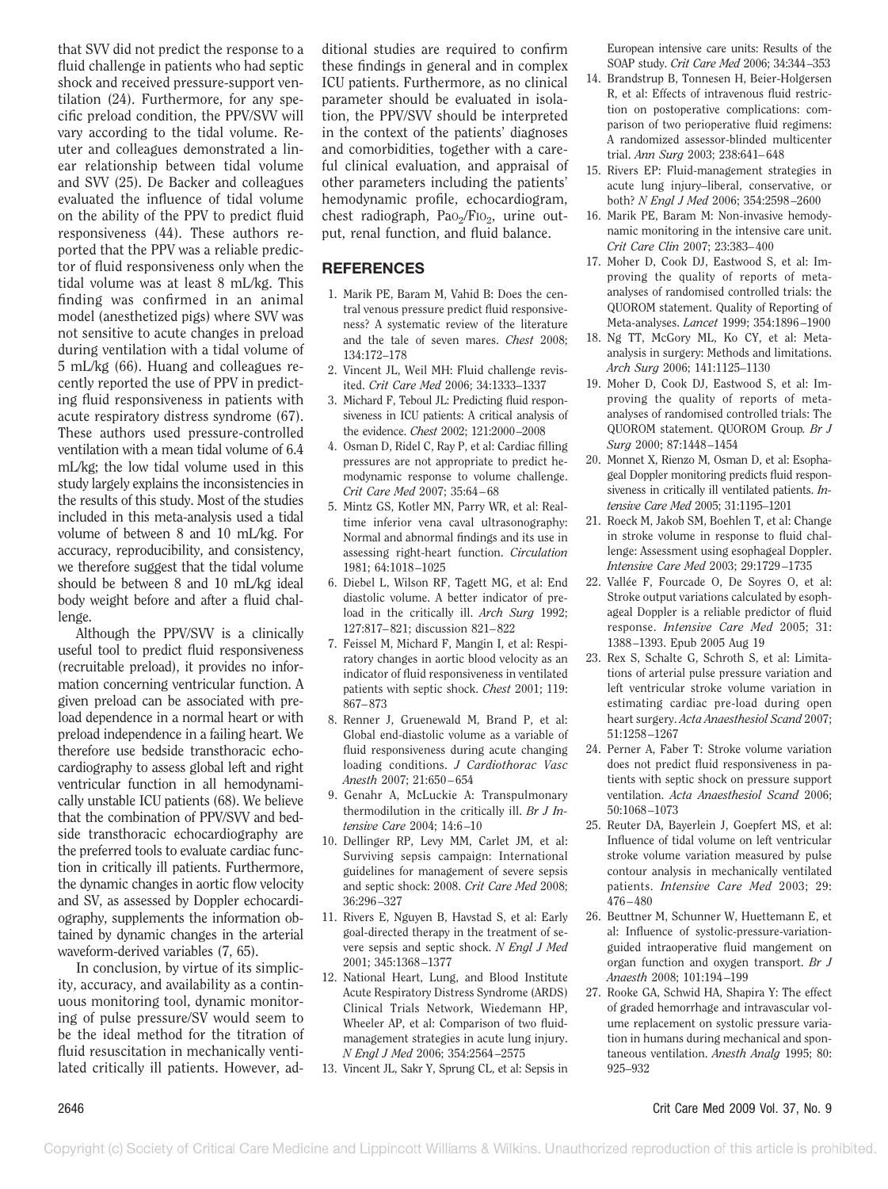that SVV did not predict the response to a fluid challenge in patients who had septic shock and received pressure-support ventilation (24). Furthermore, for any specific preload condition, the PPV/SVV will vary according to the tidal volume. Reuter and colleagues demonstrated a linear relationship between tidal volume and SVV (25). De Backer and colleagues evaluated the influence of tidal volume on the ability of the PPV to predict fluid responsiveness (44). These authors reported that the PPV was a reliable predictor of fluid responsiveness only when the tidal volume was at least 8 mL/kg. This finding was confirmed in an animal model (anesthetized pigs) where SVV was not sensitive to acute changes in preload during ventilation with a tidal volume of 5 mL/kg (66). Huang and colleagues recently reported the use of PPV in predicting fluid responsiveness in patients with acute respiratory distress syndrome (67). These authors used pressure-controlled ventilation with a mean tidal volume of 6.4 mL/kg; the low tidal volume used in this study largely explains the inconsistencies in the results of this study. Most of the studies included in this meta-analysis used a tidal volume of between 8 and 10 mL/kg. For accuracy, reproducibility, and consistency, we therefore suggest that the tidal volume should be between 8 and 10 mL/kg ideal body weight before and after a fluid challenge.

Although the PPV/SVV is a clinically useful tool to predict fluid responsiveness (recruitable preload), it provides no information concerning ventricular function. A given preload can be associated with preload dependence in a normal heart or with preload independence in a failing heart. We therefore use bedside transthoracic echocardiography to assess global left and right ventricular function in all hemodynamically unstable ICU patients (68). We believe that the combination of PPV/SVV and bedside transthoracic echocardiography are the preferred tools to evaluate cardiac function in critically ill patients. Furthermore, the dynamic changes in aortic flow velocity and SV, as assessed by Doppler echocardiography, supplements the information obtained by dynamic changes in the arterial waveform-derived variables (7, 65).

In conclusion, by virtue of its simplicity, accuracy, and availability as a continuous monitoring tool, dynamic monitoring of pulse pressure/SV would seem to be the ideal method for the titration of fluid resuscitation in mechanically ventilated critically ill patients. However, additional studies are required to confirm these findings in general and in complex ICU patients. Furthermore, as no clinical parameter should be evaluated in isolation, the PPV/SVV should be interpreted in the context of the patients' diagnoses and comorbidities, together with a careful clinical evaluation, and appraisal of other parameters including the patients' hemodynamic profile, echocardiogram, chest radiograph, $PaO_2/FIO_2$, urine output, renal function, and fluid balance.

## REFERENCES

1. Marik PE, Baram M, Vahid B: Does the central venous pressure predict fluid responsiveness? A systematic review of the literature and the tale of seven mares. *Chest* 2008; 134:172–178
2. Vincent JL, Weil MH: Fluid challenge revisited. *Crit Care Med* 2006; 34:1333–1337
3. Michard F, Teboul JL: Predicting fluid responsiveness in ICU patients: A critical analysis of the evidence. *Chest* 2002; 121:2000–2008
4. Osman D, Ridel C, Ray P, et al: Cardiac filling pressures are not appropriate to predict hemodynamic response to volume challenge. *Crit Care Med* 2007; 35:64–68
5. Mintz GS, Kotler MN, Parry WR, et al: Realtime inferior vena caval ultrasonography: Normal and abnormal findings and its use in assessing right-heart function. *Circulation* 1981; 64:1018–1025
6. Diebel L, Wilson RF, Tagett MG, et al: End diastolic volume. A better indicator of preload in the critically ill. *Arch Surg* 1992; 127:817–821; discussion 821–822
7. Feissel M, Michard F, Mangin I, et al: Respiratory changes in aortic blood velocity as an indicator of fluid responsiveness in ventilated patients with septic shock. *Chest* 2001; 119: 867–873
8. Renner J, Gruenewald M, Brand P, et al: Global end-diastolic volume as a variable of fluid responsiveness during acute changing loading conditions. *J Cardiothorac Vasc Anesth* 2007; 21:650–654
9. Genahr A, McLuckie A: Transpulmonary thermodilution in the critically ill. *Br J Intensive Care* 2004; 14:6–10
10. Dellinger RP, Levy MM, Carlet JM, et al: Surviving sepsis campaign: International guidelines for management of severe sepsis and septic shock: 2008. *Crit Care Med* 2008; 36:296–327
11. Rivers E, Nguyen B, Havstad S, et al: Early goal-directed therapy in the treatment of severe sepsis and septic shock. *N Engl J Med* 2001; 345:1368–1377
12. National Heart, Lung, and Blood Institute Acute Respiratory Distress Syndrome (ARDS) Clinical Trials Network, Wiedemann HP, Wheeler AP, et al: Comparison of two fluid-management strategies in acute lung injury. *N Engl J Med* 2006; 354:2564–2575
13. Vincent JL, Sakr Y, Sprung CL, et al: Sepsis in European intensive care units: Results of the SOAP study. *Crit Care Med* 2006; 34:344–353
14. Brandstrup B, Tonnesen H, Beier-Holgersen R, et al: Effects of intravenous fluid restriction on postoperative complications: comparison of two perioperative fluid regimens: A randomized assessor-blinded multicenter trial. *Ann Surg* 2003; 238:641–648
15. Rivers EP: Fluid-management strategies in acute lung injury–liberal, conservative, or both? *N Engl J Med* 2006; 354:2598–2600
16. Marik PE, Baram M: Non-invasive hemodynamic monitoring in the intensive care unit. *Crit Care Clin* 2007; 23:383–400
17. Moher D, Cook DJ, Eastwood S, et al: Improving the quality of reports of meta-analyses of randomised controlled trials: the QUOROM statement. Quality of Reporting of Meta-analyses. *Lancet* 1999; 354:1896–1900
18. Ng TT, McGory ML, Ko CY, et al: Meta-analysis in surgery: Methods and limitations. *Arch Surg* 2006; 141:1125–1130
19. Moher D, Cook DJ, Eastwood S, et al: Improving the quality of reports of meta-analyses of randomised controlled trials: The QUOROM statement. QUOROM Group. *Br J Surg* 2000; 87:1448–1454
20. Monnet X, Rienzo M, Osman D, et al: Esophageal Doppler monitoring predicts fluid responsiveness in critically ill ventilated patients. *Intensive Care Med* 2005; 31:1195–1201
21. Roeck M, Jakob SM, Boehlen T, et al: Change in stroke volume in response to fluid challenge: Assessment using esophageal Doppler. *Intensive Care Med* 2003; 29:1729–1735
22. Vallée F, Fourcade O, De Soyres O, et al: Stroke output variations calculated by esophageal Doppler is a reliable predictor of fluid response. *Intensive Care Med* 2005; 31: 1388–1393. Epub 2005 Aug 19
23. Rex S, Schalte G, Schroth S, et al: Limitations of arterial pulse pressure variation and left ventricular stroke volume variation in estimating cardiac pre-load during open heart surgery. *Acta Anaesthesiol Scand* 2007; 51:1258–1267
24. Perner A, Faber T: Stroke volume variation does not predict fluid responsiveness in patients with septic shock on pressure support ventilation. *Acta Anaesthesiol Scand* 2006; 50:1068–1073
25. Reuter DA, Bayerlein J, Goepfert MS, et al: Influence of tidal volume on left ventricular stroke volume variation measured by pulse contour analysis in mechanically ventilated patients. *Intensive Care Med* 2003; 29: 476–480
26. Beuttner M, Schunner W, Huettemann E, et al: Influence of systolic-pressure-variation-guided intraoperative fluid mangement on organ function and oxygen transport. *Br J Anaesth* 2008; 101:194–199
27. Rooke GA, Schwid HA, Shapira Y: The effect of graded hemorrhage and intravascular volume replacement on systolic pressure variation in humans during mechanical and spontaneous ventilation. *Anesth Analg* 1995; 80: 925–932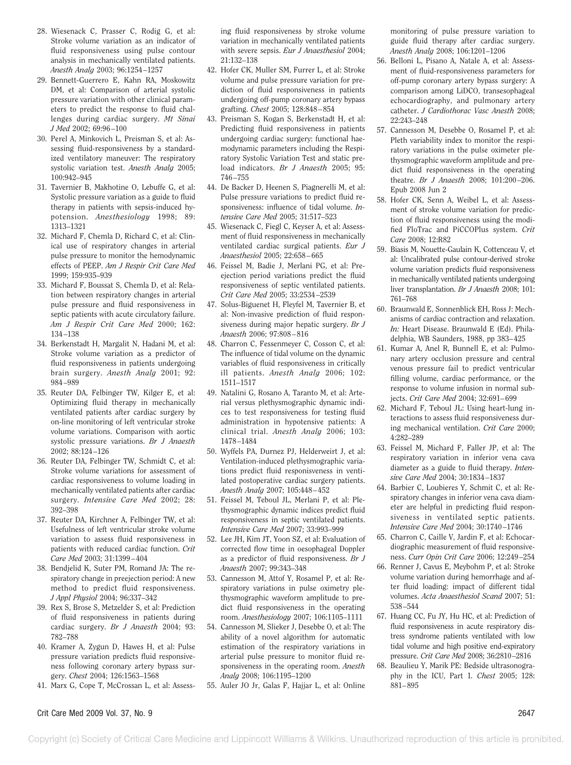28. Wiesenack C, Prasser C, Rodig G, et al: Stroke volume variation as an indicator of fluid responsiveness using pulse contour analysis in mechanically ventilated patients. *Anesth Analg* 2003; 96:1254–1257
29. Bennett-Guerrero E, Kahn RA, Moskowitz DM, et al: Comparison of arterial systolic pressure variation with other clinical parameters to predict the response to fluid challenges during cardiac surgery. *Mt Sinai J Med* 2002; 69:96–100
30. Perel A, Minkovich L, Preisman S, et al: Assessing fluid-responsiveness by a standardized ventilatory maneuver: The respiratory systolic variation test. *Anesth Analg* 2005; 100:942–945
31. Tavernier B, Makhotine O, Lebuffe G, et al: Systolic pressure variation as a guide to fluid therapy in patients with sepsis-induced hypotension. *Anesthesiology* 1998; 89: 1313–1321
32. Michard F, Chemla D, Richard C, et al: Clinical use of respiratory changes in arterial pulse pressure to monitor the hemodynamic effects of PEEP. *Am J Respir Crit Care Med* 1999; 159:935–939
33. Michard F, Boussat S, Chemla D, et al: Relation between respiratory changes in arterial pulse pressure and fluid responsiveness in septic patients with acute circulatory failure. *Am J Respir Crit Care Med* 2000; 162: 134–138
34. Berkenstadt H, Margalit N, Hadani M, et al: Stroke volume variation as a predictor of fluid responsiveness in patients undergoing brain surgery. *Anesth Analg* 2001; 92: 984–989
35. Reuter DA, Felbinger TW, Kilger E, et al: Optimizing fluid therapy in mechanically ventilated patients after cardiac surgery by on-line monitoring of left ventricular stroke volume variations. Comparison with aortic systolic pressure variations. *Br J Anaesth* 2002; 88:124–126
36. Reuter DA, Felbinger TW, Schmidt C, et al: Stroke volume variations for assessment of cardiac responsiveness to volume loading in mechanically ventilated patients after cardiac surgery. *Intensive Care Med* 2002; 28: 392–398
37. Reuter DA, Kirchner A, Felbinger TW, et al: Usefulness of left ventricular stroke volume variation to assess fluid responsiveness in patients with reduced cardiac function. *Crit Care Med* 2003; 31:1399–404
38. Bendjelid K, Suter PM, Romand JA: The respiratory change in preejection period: A new method to predict fluid responsiveness. *J Appl Physiol* 2004; 96:337–342
39. Rex S, Brose S, Metzelder S, et al: Prediction of fluid responsiveness in patients during cardiac surgery. *Br J Anaesth* 2004; 93: 782–788
40. Kramer A, Zygun D, Hawes H, et al: Pulse pressure variation predicts fluid responsiveness following coronary artery bypass surgery. *Chest* 2004; 126:1563–1568
41. Marx G, Cope T, McCrossan L, et al: Assessing fluid responsiveness by stroke volume variation in mechanically ventilated patients with severe sepsis. *Eur J Anaesthesiol* 2004; 21:132–138
42. Hofer CK, Muller SM, Furrer L, et al: Stroke volume and pulse pressure variation for prediction of fluid responsiveness in patients undergoing off-pump coronary artery bypass grafting. *Chest* 2005; 128:848–854
43. Preisman S, Kogan S, Berkenstadt H, et al: Predicting fluid responsiveness in patients undergoing cardiac surgery: functional haemodynamic parameters including the Respiratory Systolic Variation Test and static preload indicators. *Br J Anaesth* 2005; 95: 746–755
44. De Backer D, Heenen S, Piagnerelli M, et al: Pulse pressure variations to predict fluid responsiveness: influence of tidal volume. *Intensive Care Med* 2005; 31:517–523
45. Wiesenack C, Fiegl C, Keyser A, et al: Assessment of fluid responsiveness in mechanically ventilated cardiac surgical patients. *Eur J Anaesthesiol* 2005; 22:658–665
46. Feissel M, Badie J, Merlani PG, et al: Preejection period variations predict the fluid responsiveness of septic ventilated patients. *Crit Care Med* 2005; 33:2534–2539
47. Solus-Biguenet H, Fleyfel M, Tavernier B, et al: Non-invasive prediction of fluid responsiveness during major hepatic surgery. *Br J Anaesth* 2006; 97:808–816
48. Charron C, Fessenmeyer C, Cosson C, et al: The influence of tidal volume on the dynamic variables of fluid responsiveness in critically ill patients. *Anesth Analg* 2006; 102: 1511–1517
49. Natalini G, Rosano A, Taranto M, et al: Arterial versus plethysmographic dynamic indices to test responsiveness for testing fluid administration in hypotensive patients: A clinical trial. *Anesth Analg* 2006; 103: 1478–1484
50. Wyffels PA, Durnez PJ, Helderweirt J, et al: Ventilation-induced plethysmographic variations predict fluid responsiveness in ventilated postoperative cardiac surgery patients. *Anesth Analg* 2007; 105:448–452
51. Feissel M, Teboul JL, Merlani P, et al: Plethysmographic dynamic indices predict fluid responsiveness in septic ventilated patients. *Intensive Care Med* 2007; 33:993–999
52. Lee JH, Kim JT, Yoon SZ, et al: Evaluation of corrected flow time in oesophageal Doppler as a predictor of fluid responsiveness. *Br J Anaesth* 2007; 99:343–348
53. Cannesson M, Attof Y, Rosamel P, et al: Respiratory variations in pulse oximetry plethysmographic waveform amplitude to predict fluid responsiveness in the operating room. *Anesthesiology* 2007; 106:1105–1111
54. Cannesson M, Slieker J, Desebbe O, et al: The ability of a novel algorithm for automatic estimation of the respiratory variations in arterial pulse pressure to monitor fluid responsiveness in the operating room. *Anesth Analg* 2008; 106:1195–1200
55. Auler JO Jr, Galas F, Hajjar L, et al: Online monitoring of pulse pressure variation to guide fluid therapy after cardiac surgery. *Anesth Analg* 2008; 106:1201–1206
56. Belloni L, Pisano A, Natale A, et al: Assessment of fluid-responsiveness parameters for off-pump coronary artery bypass surgery: A comparison among LiDCO, transesophageal echocardiography, and pulmonary artery catheter. *J Cardiothorac Vasc Anesth* 2008; 22:243–248
57. Cannesson M, Desebbe O, Rosamel P, et al: Pleth variability index to monitor the respiratory variations in the pulse oximeter plethysmographic waveform amplitude and predict fluid responsiveness in the operating theatre. *Br J Anaesth* 2008; 101:200–206. Epub 2008 Jun 2
58. Hofer CK, Senn A, Weibel L, et al: Assessment of stroke volume variation for prediction of fluid responsiveness using the modified FloTrac and PiCCOPlus system. *Crit Care* 2008; 12:R82
59. Biasis M, Nouette-Gaulain K, Cottenceau V, et al: Uncalibrated pulse contour-derived stroke volume variation predicts fluid responsiveness in mechanically ventilated patients undergoing liver transplantation. *Br J Anaesth* 2008; 101: 761–768
60. Braunwald E, Sonnenblick EH, Ross J: Mechanisms of cardiac contraction and relaxation. *In:* Heart Disease. Braunwald E (Ed). Philadelphia, WB Saunders, 1988, pp 383–425
61. Kumar A, Anel R, Bunnell E, et al: Pulmonary artery occlusion pressure and central venous pressure fail to predict ventricular filling volume, cardiac performance, or the response to volume infusion in normal subjects. *Crit Care Med* 2004; 32:691–699
62. Michard F, Teboul JL: Using heart-lung interactions to assess fluid responsiveness during mechanical ventilation. *Crit Care* 2000; 4:282–289
63. Feissel M, Michard F, Faller JP, et al: The respiratory variation in inferior vena cava diameter as a guide to fluid therapy. *Intensive Care Med* 2004; 30:1834–1837
64. Barbier C, Loubieres Y, Schmit C, et al: Respiratory changes in inferior vena cava diameter are helpful in predicting fluid responsiveness in ventilated septic patients. *Intensive Care Med* 2004; 30:1740–1746
65. Charron C, Caille V, Jardin F, et al: Echocardiographic measurement of fluid responsiveness. *Curr Opin Crit Care* 2006; 12:249–254
66. Renner J, Cavus E, Meybohm P, et al: Stroke volume variation during hemorrhage and after fluid loading: impact of different tidal volumes. *Acta Anaesthesiol Scand* 2007; 51: 538–544
67. Huang CC, Fu JY, Hu HC, et al: Prediction of fluid responsiveness in acute respiratory distress syndrome patients ventilated with low tidal volume and high positive end-expiratory pressure. *Crit Care Med* 2008; 36:2810–2816
68. Beaulieu Y, Marik PE: Bedside ultrasonography in the ICU, Part 1. *Chest* 2005; 128: 881–895